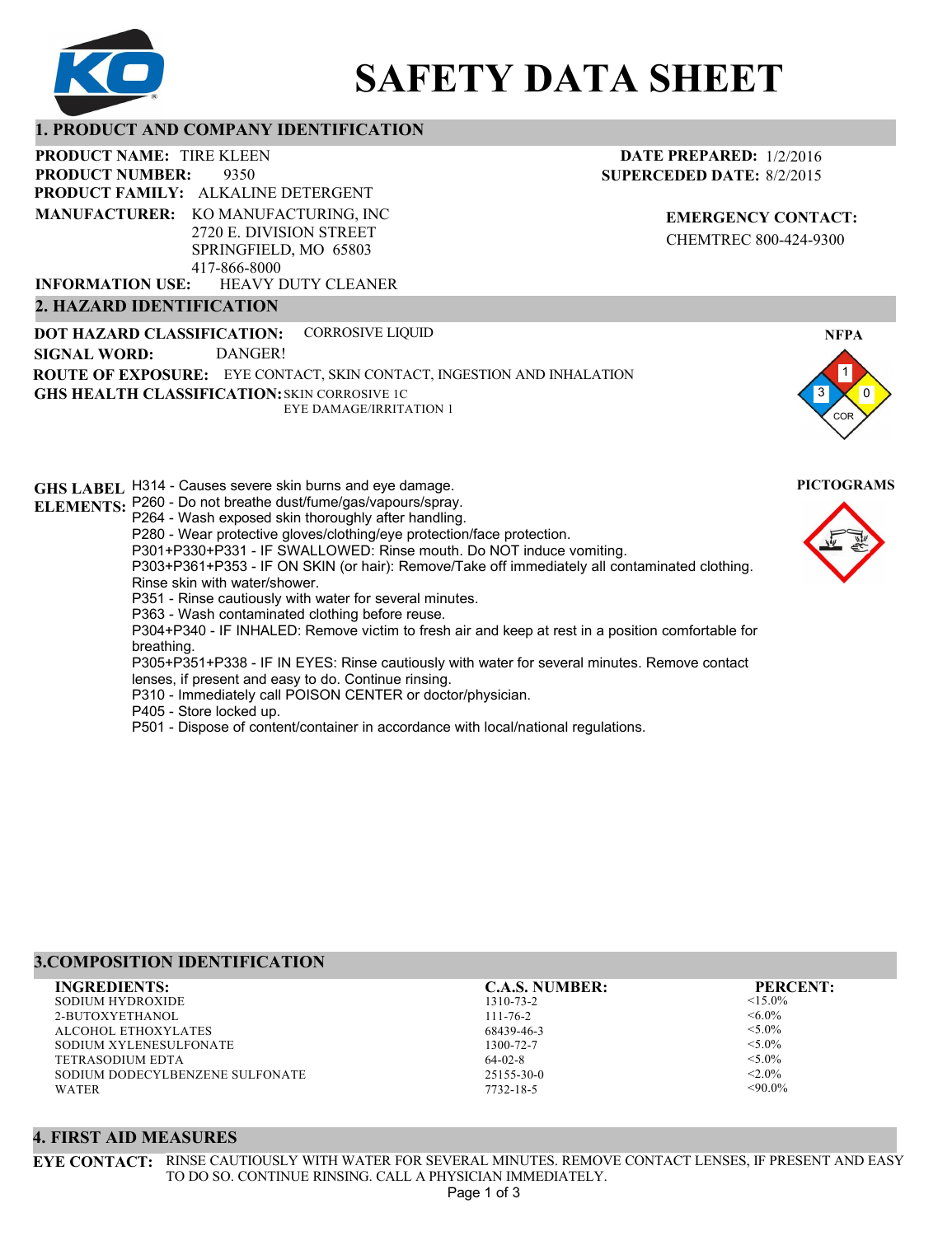# SAFETY DATA SHEET

## 1. PRODUCT AND COMPANY IDENTIFICATION

**PRODUCT NAME:** TIRE KLEEN
**PRODUCT NUMBER:** 9350
**PRODUCT FAMILY:** ALKALINE DETERGENT
**MANUFACTURER:** KO MANUFACTURING, INC
2720 E. DIVISION STREET
SPRINGFIELD, MO 65803
417-866-8000
**INFORMATION USE:** HEAVY DUTY CLEANER

**DATE PREPARED:** 1/2/2016
**SUPERCEDED DATE:** 8/2/2015

**EMERGENCY CONTACT:**
CHEMTREC 800-424-9300

## 2. HAZARD IDENTIFICATION

**DOT HAZARD CLASSIFICATION:** CORROSIVE LIQUID
**SIGNAL WORD:** DANGER!
**ROUTE OF EXPOSURE:** EYE CONTACT, SKIN CONTACT, INGESTION AND INHALATION
**GHS HEALTH CLASSIFICATION:** SKIN CORROSIVE 1C
EYE DAMAGE/IRRITATION 1

**NFPA**

Health: 3 | Flammability: 1 | Reactivity: 0 | Special: COR

**GHS LABEL ELEMENTS:**

H314 - Causes severe skin burns and eye damage.
P260 - Do not breathe dust/fume/gas/vapours/spray.
P264 - Wash exposed skin thoroughly after handling.
P280 - Wear protective gloves/clothing/eye protection/face protection.
P301+P330+P331 - IF SWALLOWED: Rinse mouth. Do NOT induce vomiting.
P303+P361+P353 - IF ON SKIN (or hair): Remove/Take off immediately all contaminated clothing. Rinse skin with water/shower.
P351 - Rinse cautiously with water for several minutes.
P363 - Wash contaminated clothing before reuse.
P304+P340 - IF INHALED: Remove victim to fresh air and keep at rest in a position comfortable for breathing.
P305+P351+P338 - IF IN EYES: Rinse cautiously with water for several minutes. Remove contact lenses, if present and easy to do. Continue rinsing.
P310 - Immediately call POISON CENTER or doctor/physician.
P405 - Store locked up.
P501 - Dispose of content/container in accordance with local/national regulations.

**PICTOGRAMS**

## 3.COMPOSITION IDENTIFICATION

| INGREDIENTS: | C.A.S. NUMBER: | PERCENT: |
|---|---|---|
| SODIUM HYDROXIDE | 1310-73-2 | <15.0% |
| 2-BUTOXYETHANOL | 111-76-2 | <6.0% |
| ALCOHOL ETHOXYLATES | 68439-46-3 | <5.0% |
| SODIUM XYLENESULFONATE | 1300-72-7 | <5.0% |
| TETRASODIUM EDTA | 64-02-8 | <5.0% |
| SODIUM DODECYLBENZENE SULFONATE | 25155-30-0 | <2.0% |
| WATER | 7732-18-5 | <90.0% |

## 4. FIRST AID MEASURES

**EYE CONTACT:** RINSE CAUTIOUSLY WITH WATER FOR SEVERAL MINUTES. REMOVE CONTACT LENSES, IF PRESENT AND EASY TO DO SO. CONTINUE RINSING. CALL A PHYSICIAN IMMEDIATELY.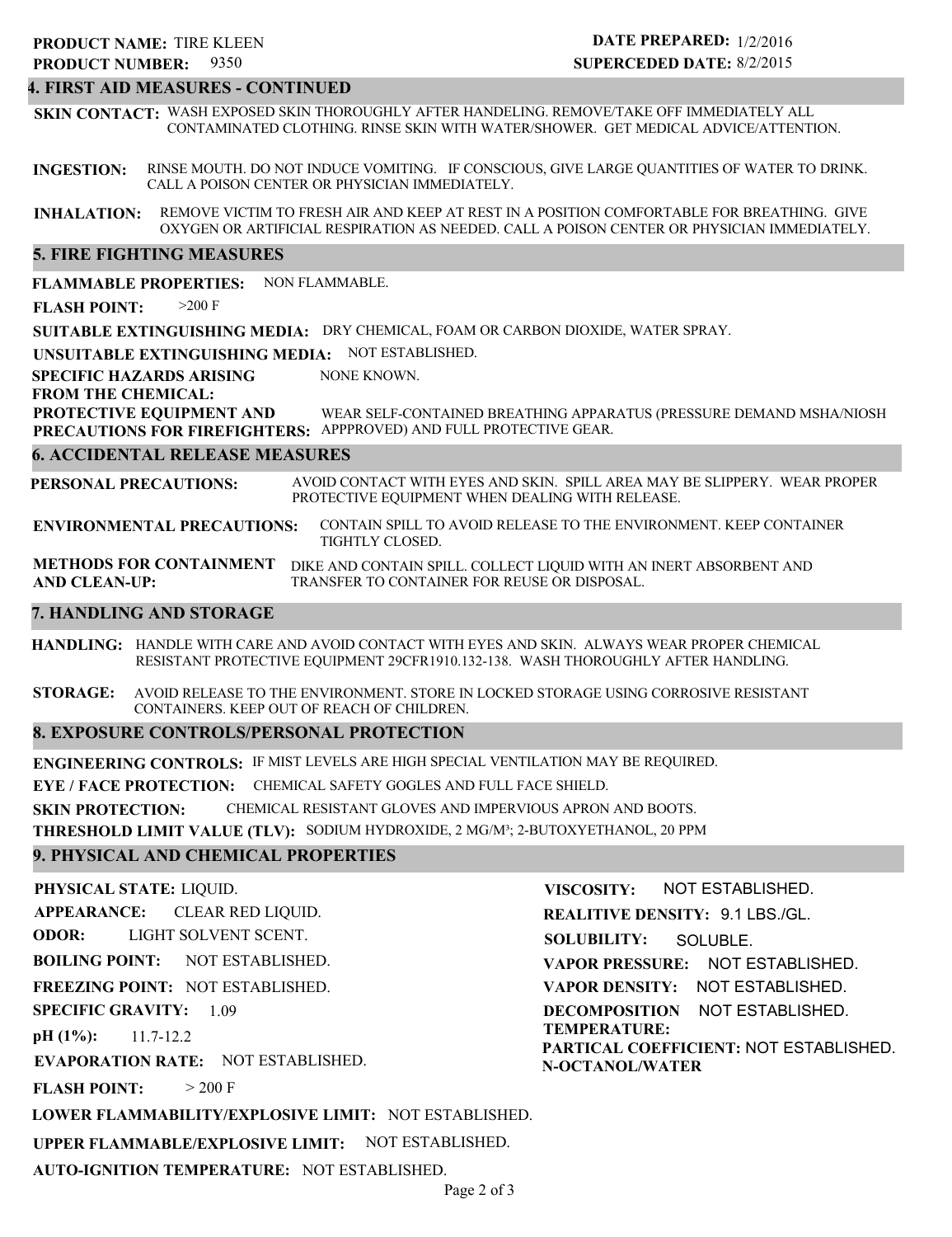**PRODUCT NAME:** TIRE KLEEN
**PRODUCT NUMBER:** 9350

**DATE PREPARED:** 1/2/2016
**SUPERCEDED DATE:** 8/2/2015

## 4. FIRST AID MEASURES - CONTINUED

**SKIN CONTACT:** WASH EXPOSED SKIN THOROUGHLY AFTER HANDELING. REMOVE/TAKE OFF IMMEDIATELY ALL CONTAMINATED CLOTHING. RINSE SKIN WITH WATER/SHOWER. GET MEDICAL ADVICE/ATTENTION.

**INGESTION:** RINSE MOUTH. DO NOT INDUCE VOMITING. IF CONSCIOUS, GIVE LARGE QUANTITIES OF WATER TO DRINK. CALL A POISON CENTER OR PHYSICIAN IMMEDIATELY.

**INHALATION:** REMOVE VICTIM TO FRESH AIR AND KEEP AT REST IN A POSITION COMFORTABLE FOR BREATHING. GIVE OXYGEN OR ARTIFICIAL RESPIRATION AS NEEDED. CALL A POISON CENTER OR PHYSICIAN IMMEDIATELY.

## 5. FIRE FIGHTING MEASURES

**FLAMMABLE PROPERTIES:** NON FLAMMABLE.

**FLASH POINT:** >200 F

**SUITABLE EXTINGUISHING MEDIA:** DRY CHEMICAL, FOAM OR CARBON DIOXIDE, WATER SPRAY.

**UNSUITABLE EXTINGUISHING MEDIA:** NOT ESTABLISHED.

**SPECIFIC HAZARDS ARISING FROM THE CHEMICAL:** NONE KNOWN.

**PROTECTIVE EQUIPMENT AND PRECAUTIONS FOR FIREFIGHTERS:** WEAR SELF-CONTAINED BREATHING APPARATUS (PRESSURE DEMAND MSHA/NIOSH APPPROVED) AND FULL PROTECTIVE GEAR.

## 6. ACCIDENTAL RELEASE MEASURES

**PERSONAL PRECAUTIONS:** AVOID CONTACT WITH EYES AND SKIN. SPILL AREA MAY BE SLIPPERY. WEAR PROPER PROTECTIVE EQUIPMENT WHEN DEALING WITH RELEASE.

**ENVIRONMENTAL PRECAUTIONS:** CONTAIN SPILL TO AVOID RELEASE TO THE ENVIRONMENT. KEEP CONTAINER TIGHTLY CLOSED.

**METHODS FOR CONTAINMENT AND CLEAN-UP:** DIKE AND CONTAIN SPILL. COLLECT LIQUID WITH AN INERT ABSORBENT AND TRANSFER TO CONTAINER FOR REUSE OR DISPOSAL.

## 7. HANDLING AND STORAGE

**HANDLING:** HANDLE WITH CARE AND AVOID CONTACT WITH EYES AND SKIN. ALWAYS WEAR PROPER CHEMICAL RESISTANT PROTECTIVE EQUIPMENT 29CFR1910.132-138. WASH THOROUGHLY AFTER HANDLING.

**STORAGE:** AVOID RELEASE TO THE ENVIRONMENT. STORE IN LOCKED STORAGE USING CORROSIVE RESISTANT CONTAINERS. KEEP OUT OF REACH OF CHILDREN.

## 8. EXPOSURE CONTROLS/PERSONAL PROTECTION

**ENGINEERING CONTROLS:** IF MIST LEVELS ARE HIGH SPECIAL VENTILATION MAY BE REQUIRED.

**EYE / FACE PROTECTION:** CHEMICAL SAFETY GOGLES AND FULL FACE SHIELD.

**SKIN PROTECTION:** CHEMICAL RESISTANT GLOVES AND IMPERVIOUS APRON AND BOOTS.

**THRESHOLD LIMIT VALUE (TLV):** SODIUM HYDROXIDE, 2 MG/M³; 2-BUTOXYETHANOL, 20 PPM

## 9. PHYSICAL AND CHEMICAL PROPERTIES

**PHYSICAL STATE:** LIQUID.

**APPEARANCE:** CLEAR RED LIQUID.

**ODOR:** LIGHT SOLVENT SCENT.

**BOILING POINT:** NOT ESTABLISHED.

**FREEZING POINT:** NOT ESTABLISHED.

**SPECIFIC GRAVITY:** 1.09

**pH (1%):** 11.7-12.2

**EVAPORATION RATE:** NOT ESTABLISHED.

**FLASH POINT:** > 200 F

**LOWER FLAMMABILITY/EXPLOSIVE LIMIT:** NOT ESTABLISHED.

**UPPER FLAMMABLE/EXPLOSIVE LIMIT:** NOT ESTABLISHED.

**AUTO-IGNITION TEMPERATURE:** NOT ESTABLISHED.

**VISCOSITY:** NOT ESTABLISHED.

**REALITIVE DENSITY:** 9.1 LBS./GL.

**SOLUBILITY:** SOLUBLE.

**VAPOR PRESSURE:** NOT ESTABLISHED.

**VAPOR DENSITY:** NOT ESTABLISHED.

**DECOMPOSITION TEMPERATURE:** NOT ESTABLISHED.

**PARTICAL COEFFICIENT: N-OCTANOL/WATER** NOT ESTABLISHED.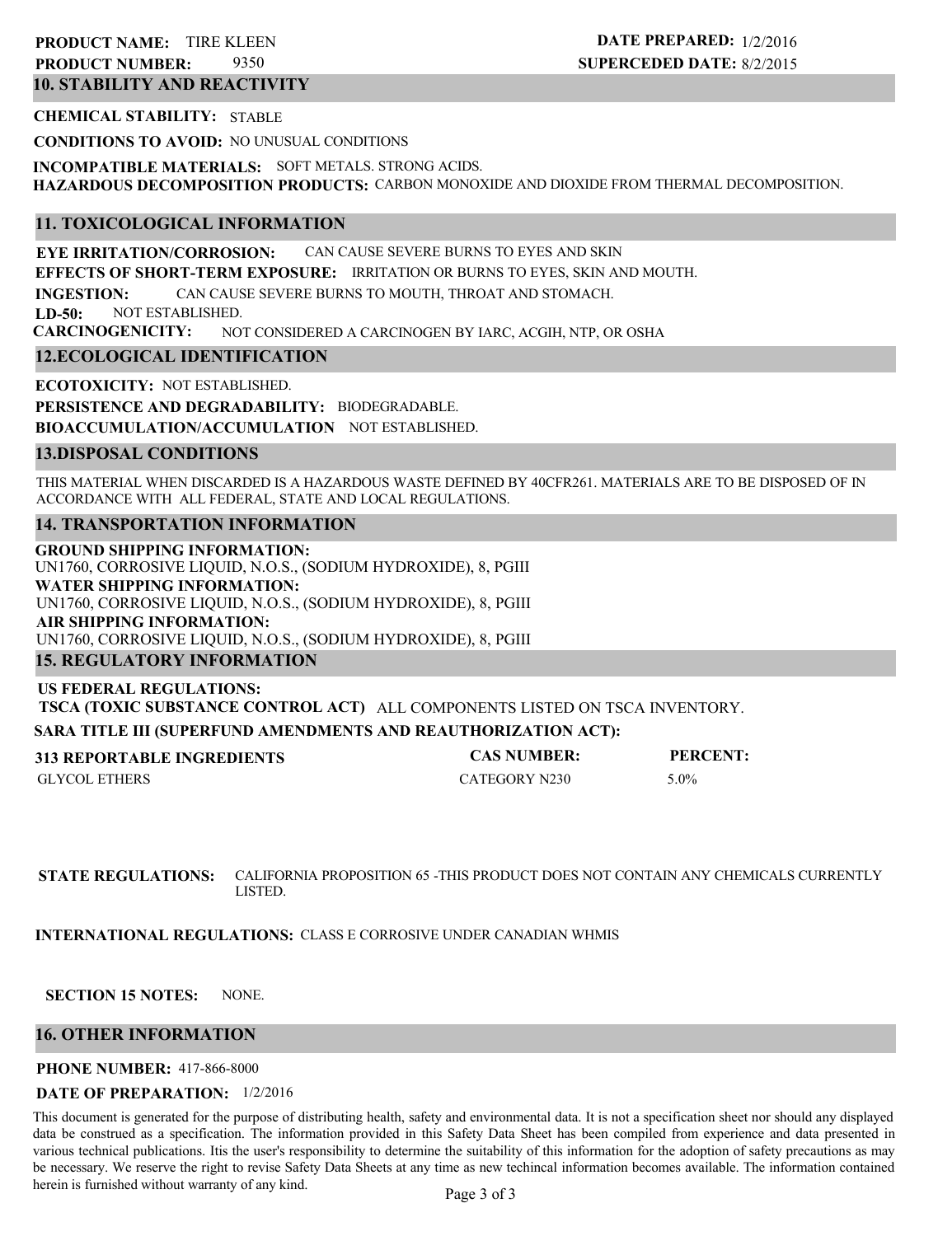**PRODUCT NAME:** TIRE KLEEN
**PRODUCT NUMBER:** 9350

**DATE PREPARED:** 1/2/2016
**SUPERCEDED DATE:** 8/2/2015

## 10. STABILITY AND REACTIVITY

**CHEMICAL STABILITY:** STABLE

**CONDITIONS TO AVOID:** NO UNUSUAL CONDITIONS

**INCOMPATIBLE MATERIALS:** SOFT METALS. STRONG ACIDS.

**HAZARDOUS DECOMPOSITION PRODUCTS:** CARBON MONOXIDE AND DIOXIDE FROM THERMAL DECOMPOSITION.

## 11. TOXICOLOGICAL INFORMATION

**EYE IRRITATION/CORROSION:** CAN CAUSE SEVERE BURNS TO EYES AND SKIN

**EFFECTS OF SHORT-TERM EXPOSURE:** IRRITATION OR BURNS TO EYES, SKIN AND MOUTH.

**INGESTION:** CAN CAUSE SEVERE BURNS TO MOUTH, THROAT AND STOMACH.

**LD-50:** NOT ESTABLISHED.

**CARCINOGENICITY:** NOT CONSIDERED A CARCINOGEN BY IARC, ACGIH, NTP, OR OSHA

## 12.ECOLOGICAL IDENTIFICATION

**ECOTOXICITY:** NOT ESTABLISHED.

**PERSISTENCE AND DEGRADABILITY:** BIODEGRADABLE.

**BIOACCUMULATION/ACCUMULATION** NOT ESTABLISHED.

## 13.DISPOSAL CONDITIONS

THIS MATERIAL WHEN DISCARDED IS A HAZARDOUS WASTE DEFINED BY 40CFR261. MATERIALS ARE TO BE DISPOSED OF IN ACCORDANCE WITH ALL FEDERAL, STATE AND LOCAL REGULATIONS.

## 14. TRANSPORTATION INFORMATION

**GROUND SHIPPING INFORMATION:**
UN1760, CORROSIVE LIQUID, N.O.S., (SODIUM HYDROXIDE), 8, PGIII

**WATER SHIPPING INFORMATION:**
UN1760, CORROSIVE LIQUID, N.O.S., (SODIUM HYDROXIDE), 8, PGIII

**AIR SHIPPING INFORMATION:**
UN1760, CORROSIVE LIQUID, N.O.S., (SODIUM HYDROXIDE), 8, PGIII

## 15. REGULATORY INFORMATION

**US FEDERAL REGULATIONS:**

**TSCA (TOXIC SUBSTANCE CONTROL ACT)** ALL COMPONENTS LISTED ON TSCA INVENTORY.

**SARA TITLE III (SUPERFUND AMENDMENTS AND REAUTHORIZATION ACT):**

| 313 REPORTABLE INGREDIENTS | CAS NUMBER: | PERCENT: |
|---|---|---|
| GLYCOL ETHERS | CATEGORY N230 | 5.0% |

**STATE REGULATIONS:** CALIFORNIA PROPOSITION 65 -THIS PRODUCT DOES NOT CONTAIN ANY CHEMICALS CURRENTLY LISTED.

**INTERNATIONAL REGULATIONS:** CLASS E CORROSIVE UNDER CANADIAN WHMIS

**SECTION 15 NOTES:** NONE.

## 16. OTHER INFORMATION

**PHONE NUMBER:** 417-866-8000

**DATE OF PREPARATION:** 1/2/2016

This document is generated for the purpose of distributing health, safety and environmental data. It is not a specification sheet nor should any displayed data be construed as a specification. The information provided in this Safety Data Sheet has been compiled from experience and data presented in various technical publications. Itis the user's responsibility to determine the suitability of this information for the adoption of safety precautions as may be necessary. We reserve the right to revise Safety Data Sheets at any time as new techincal information becomes available. The information contained herein is furnished without warranty of any kind.